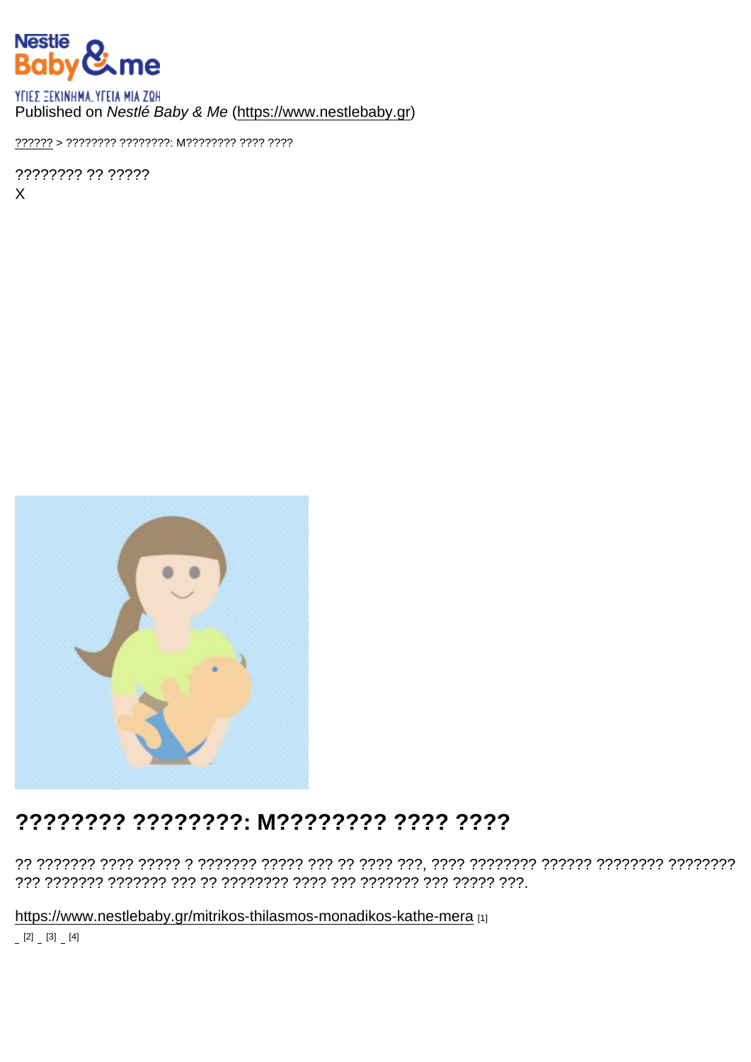ΥΓΙΕΣ ΞΕΚΙΝΗΜΑ. ΥΓΕΙΑ ΜΙΑ ΖΩΗ

Published on *Nestlé Baby & Me* (https://www.nestlebaby.gr)

?????? > ???????? ????????: M???????? ???? ????

???????? ?? ?????

X

# ???????? ????????: M???????? ???? ????

?? ??????? ???? ????? ? ??????? ????? ??? ?? ???? ???, ???? ???????? ?????? ???????? ???????? ??? ??????? ??????? ??? ?? ???????? ???? ??? ??????? ??? ????? ???.

https://www.nestlebaby.gr/mitrikos-thilasmos-monadikos-kathe-mera [1]

[2] [3] [4]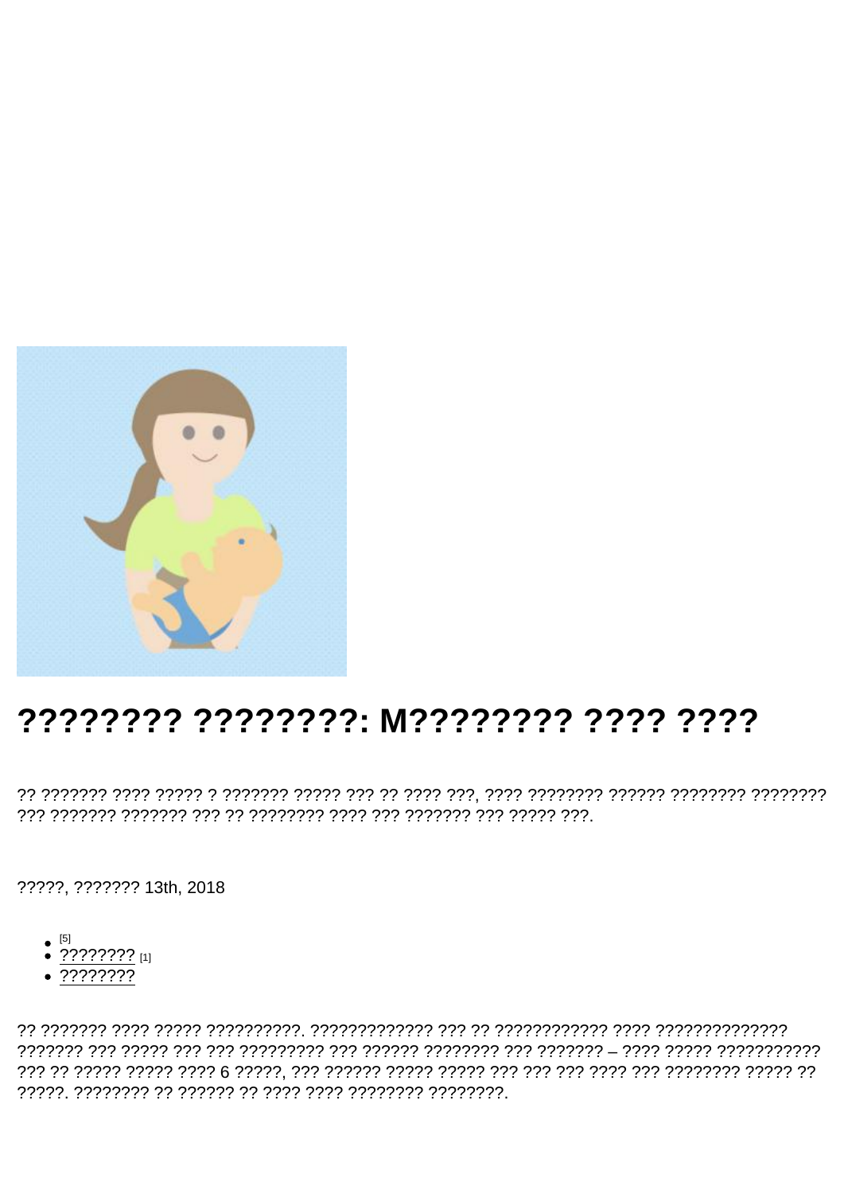# ???????? ????????: M???????? ???? ????

?? ??????? ???? ????? ? ??????? ????? ??? ?? ???? ???, ???? ???????? ?????? ???????? ???????? ??? ??????? ??????? ??? ?? ???????? ???? ??? ??????? ??? ????? ???.

?????, ??????? 13th, 2018

- [5]
- ???????? [1]
- ????????

?? ??????? ???? ????? ??????????. ????????????? ??? ?? ???????????? ???? ?????????????? ??????? ??? ????? ??? ??? ????????? ??? ?????? ???????? ??? ??????? – ???? ????? ??????????? ??? ?? ????? ????? ???? 6 ?????, ??? ?????? ????? ????? ??? ??? ??? ???? ??? ???????? ????? ?? ?????. ???????? ?? ?????? ?? ???? ???? ???????? ????????.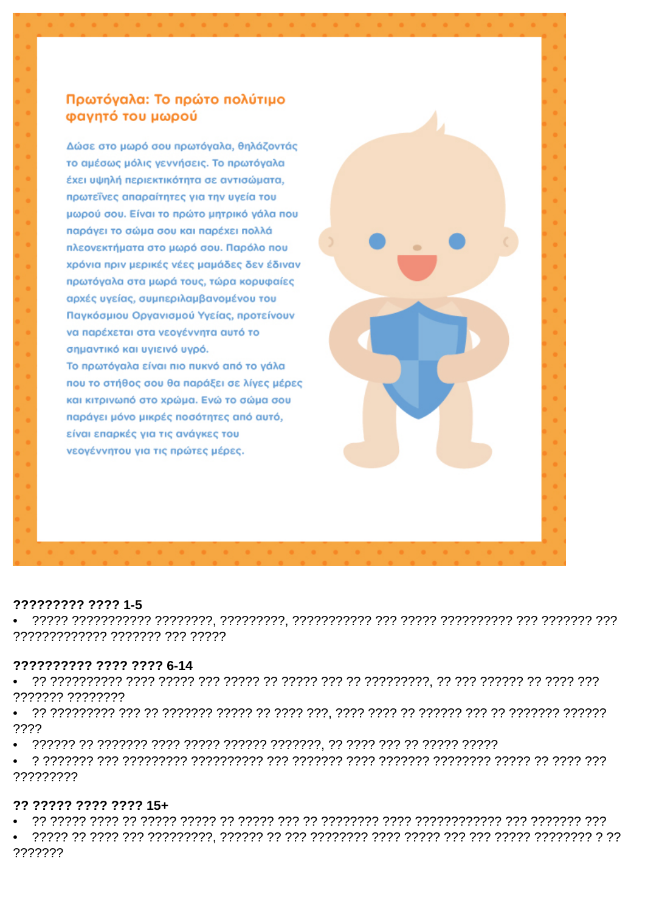## Πρωτόγαλα: Το πρώτο πολύτιμο φαγητό του μωρού

Δώσε στο μωρό σου πρωτόγαλα, θηλάζοντάς το αμέσως μόλις γεννήσεις. Το πρωτόγαλα έχει υψηλή περιεκτικότητα σε αντισώματα, πρωτεΐνες απαραίτητες για την υγεία του μωρού σου. Είναι το πρώτο μητρικό γάλα που παράγει το σώμα σου και παρέχει πολλά πλεονεκτήματα στο μωρό σου. Παρόλο που χρόνια πριν μερικές νέες μαμάδες δεν έδιναν πρωτόγαλα στα μωρά τους, τώρα κορυφαίες αρχές υγείας, συμπεριλαμβανομένου του Παγκόσμιου Οργανισμού Υγείας, προτείνουν να παρέχεται στα νεογέννητα αυτό το σημαντικό και υγιεινό υγρό.

Το πρωτόγαλα είναι πιο πυκνό από το γάλα που το στήθος σου θα παράξει σε λίγες μέρες και κιτρινωπό στο χρώμα. Ενώ το σώμα σου παράγει μόνο μικρές ποσότητες από αυτό, είναι επαρκές για τις ανάγκες του νεογέννητου για τις πρώτες μέρες.

**????????? ???? 1-5**

- ????? ??????????? ????????, ?????????, ??????????? ??? ????? ?????????? ??? ??????? ??? ????????????? ??????? ??? ?????

**?????????? ???? ???? 6-14**

- ?? ?????????? ???? ????? ??? ????? ?? ????? ??? ?? ?????????, ?? ??? ?????? ?? ???? ??? ??????? ????????
- ?? ????????? ??? ?? ??????? ????? ?? ???? ???, ???? ???? ?? ?????? ??? ?? ??????? ?????? ????
- ?????? ?? ??????? ???? ????? ?????? ???????, ?? ???? ??? ?? ????? ?????
- ? ??????? ??? ????????? ?????????? ??? ??????? ???? ??????? ???????? ????? ?? ???? ??? ?????????

**?? ????? ???? ???? 15+**

- ?? ????? ???? ?? ????? ????? ?? ????? ??? ?? ???????? ???? ???????????? ??? ??????? ???
- ????? ?? ???? ??? ?????????, ?????? ?? ??? ???????? ???? ????? ??? ??? ????? ???????? ? ?? ???????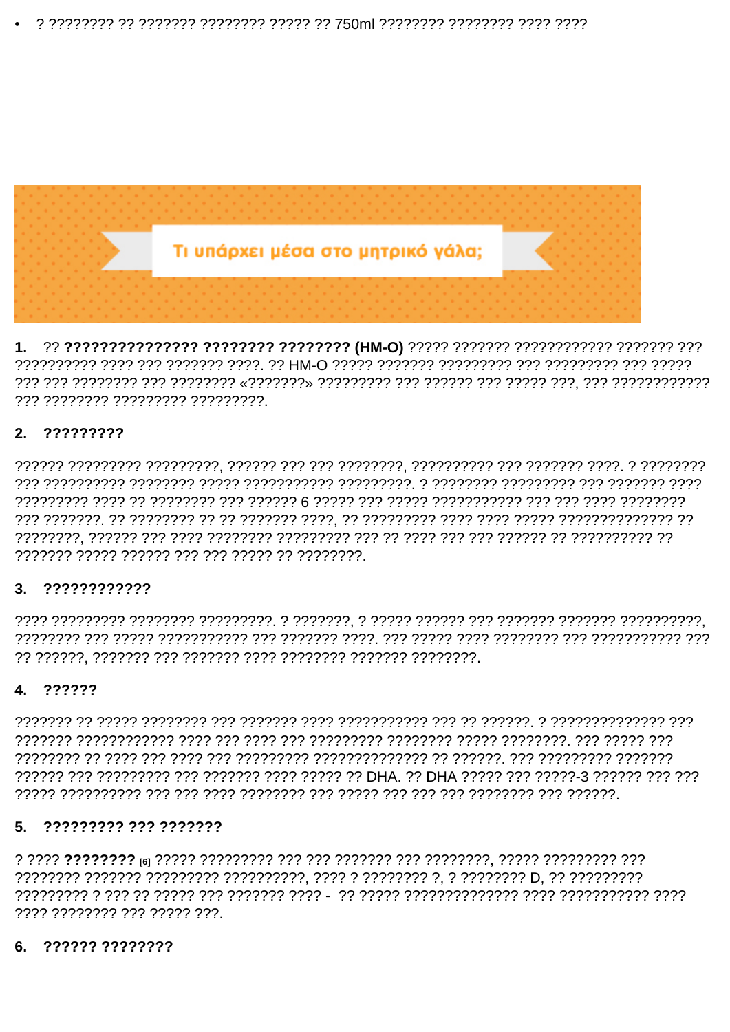- ? ???????? ?? ??????? ???????? ????? ?? 750ml ???????? ???????? ???? ????

Τι υπάρχει μέσα στο μητρικό γάλα;

1. ?? **??????????????? ???????? ???????? (HM-O)** ????? ??????? ??????????? ??????? ??? ?????????? ???? ??? ??????? ????. ?? HM-O ????? ??????? ????????? ??? ????????? ??? ????? ??? ??? ???????? ??? ???????? «???????» ????????? ??? ?????? ??? ????? ???, ??? ???????????? ??? ???????? ????????? ?????????.

2. **?????????**

?????? ????????? ?????????, ?????? ??? ??? ????????, ?????????? ??? ??????? ????. ? ???????? ??? ?????????? ???????? ????? ??????????? ?????????. ? ???????? ????????? ??? ??????? ???? ????????? ???? ?? ???????? ??? ?????? 6 ????? ??? ????? ??????????? ??? ??? ???? ???????? ??? ???????. ?? ???????? ?? ?? ??????? ????, ?? ????????? ???? ???? ????? ?????????????? ?? ????????, ?????? ??? ???? ???????? ????????? ??? ?? ???? ??? ??? ?????? ?? ?????????? ?? ??????? ????? ?????? ??? ??? ????? ?? ????????.

3. **????????????**

???? ????????? ???????? ?????????. ? ???????, ? ????? ?????? ??? ??????? ??????? ??????????, ???????? ??? ????? ??????????? ??? ??????? ????. ??? ????? ???? ???????? ??? ??????????? ??? ?? ??????, ??????? ??? ??????? ???? ???????? ??????? ????????.

4. **??????**

??????? ?? ????? ???????? ??? ??????? ???? ??????????? ??? ?? ??????. ? ?????????????? ??? ??????? ???????????? ???? ??? ???? ??? ????????? ???????? ????? ????????. ??? ????? ??? ???????? ?? ???? ??? ???? ??? ????????? ????????????? ?? ??????. ??? ????????? ??????? ?????? ??? ????????? ??? ??????? ???? ????? ?? DHA. ?? DHA ????? ??? ?????-3 ?????? ??? ??? ????? ?????????? ??? ??? ???? ???????? ??? ????? ??? ??? ??? ???????? ??? ??????.

5. **????????? ??? ???????**

? ???? **????????** [6] ????? ????????? ??? ??? ??????? ??? ????????, ????? ????????? ??? ???????? ??????? ????????? ??????????, ???? ? ???????? ?, ? ???????? D, ?? ????????? ????????? ? ??? ?? ????? ??? ??????? ???? - ?? ????? ?????????????? ???? ??????????? ???? ???? ???????? ??? ????? ???.

6. **?????? ????????**